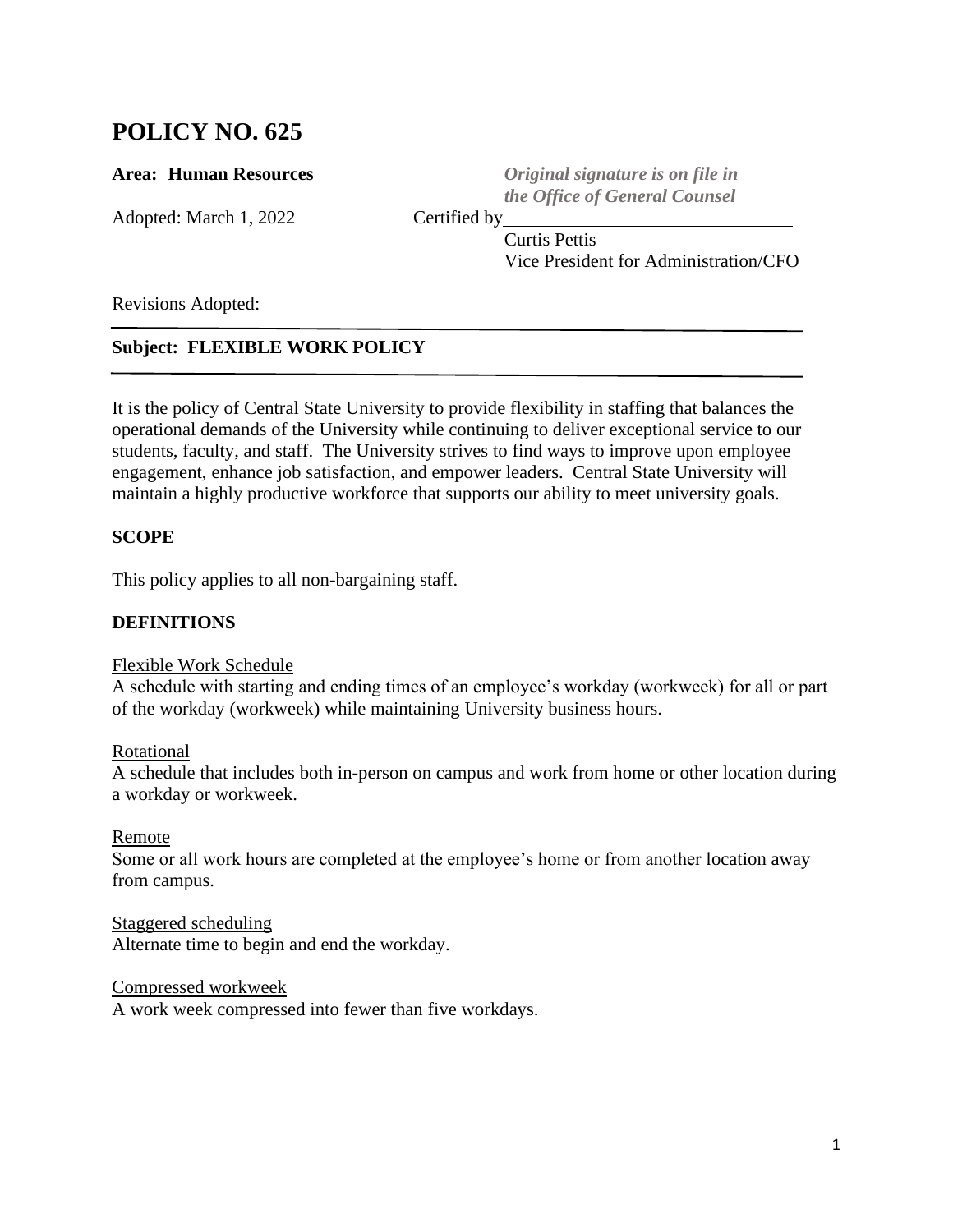# POLICY NO. 625

**Area: Human Resources**

*Original signature is on file in the Office of General Counsel*

Adopted: March 1, 2022 Certified by\_\_\_\_\_\_\_\_\_\_\_\_\_\_\_\_\_\_\_\_\_\_\_\_\_\_\_\_\_\_\_

Curtis Pettis
Vice President for Administration/CFO

Revisions Adopted:

---

**Subject: FLEXIBLE WORK POLICY**

---

It is the policy of Central State University to provide flexibility in staffing that balances the operational demands of the University while continuing to deliver exceptional service to our students, faculty, and staff. The University strives to find ways to improve upon employee engagement, enhance job satisfaction, and empower leaders. Central State University will maintain a highly productive workforce that supports our ability to meet university goals.

## SCOPE

This policy applies to all non-bargaining staff.

## DEFINITIONS

<u>Flexible Work Schedule</u>
A schedule with starting and ending times of an employee's workday (workweek) for all or part of the workday (workweek) while maintaining University business hours.

<u>Rotational</u>
A schedule that includes both in-person on campus and work from home or other location during a workday or workweek.

<u>Remote</u>
Some or all work hours are completed at the employee's home or from another location away from campus.

<u>Staggered scheduling</u>
Alternate time to begin and end the workday.

<u>Compressed workweek</u>
A work week compressed into fewer than five workdays.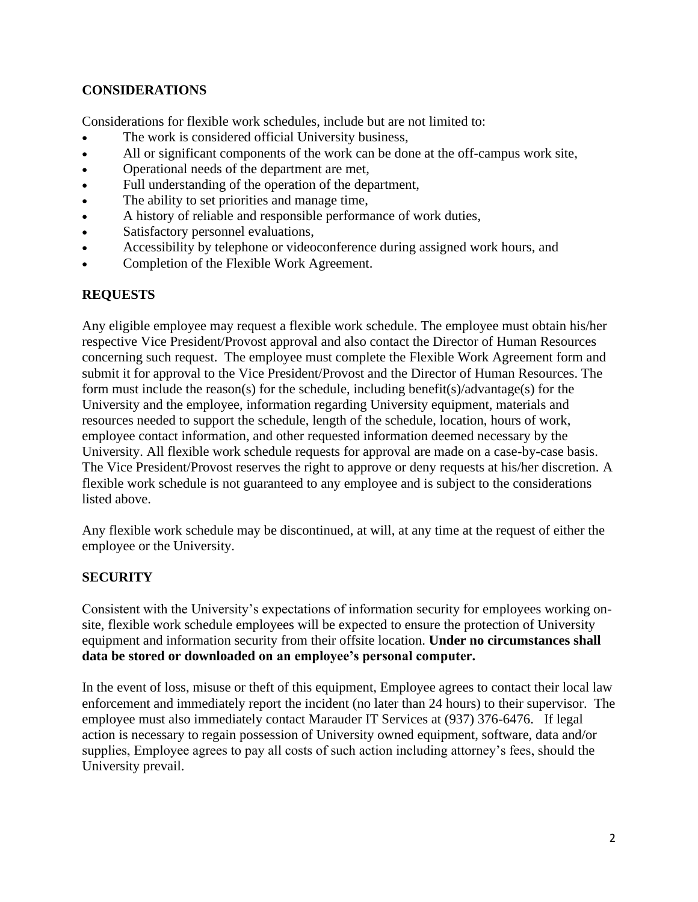## CONSIDERATIONS

Considerations for flexible work schedules, include but are not limited to:

- The work is considered official University business,
- All or significant components of the work can be done at the off-campus work site,
- Operational needs of the department are met,
- Full understanding of the operation of the department,
- The ability to set priorities and manage time,
- A history of reliable and responsible performance of work duties,
- Satisfactory personnel evaluations,
- Accessibility by telephone or videoconference during assigned work hours, and
- Completion of the Flexible Work Agreement.

## REQUESTS

Any eligible employee may request a flexible work schedule. The employee must obtain his/her respective Vice President/Provost approval and also contact the Director of Human Resources concerning such request. The employee must complete the Flexible Work Agreement form and submit it for approval to the Vice President/Provost and the Director of Human Resources. The form must include the reason(s) for the schedule, including benefit(s)/advantage(s) for the University and the employee, information regarding University equipment, materials and resources needed to support the schedule, length of the schedule, location, hours of work, employee contact information, and other requested information deemed necessary by the University. All flexible work schedule requests for approval are made on a case-by-case basis. The Vice President/Provost reserves the right to approve or deny requests at his/her discretion. A flexible work schedule is not guaranteed to any employee and is subject to the considerations listed above.

Any flexible work schedule may be discontinued, at will, at any time at the request of either the employee or the University.

## SECURITY

Consistent with the University's expectations of information security for employees working on-site, flexible work schedule employees will be expected to ensure the protection of University equipment and information security from their offsite location. **Under no circumstances shall data be stored or downloaded on an employee's personal computer.**

In the event of loss, misuse or theft of this equipment, Employee agrees to contact their local law enforcement and immediately report the incident (no later than 24 hours) to their supervisor. The employee must also immediately contact Marauder IT Services at (937) 376-6476. If legal action is necessary to regain possession of University owned equipment, software, data and/or supplies, Employee agrees to pay all costs of such action including attorney's fees, should the University prevail.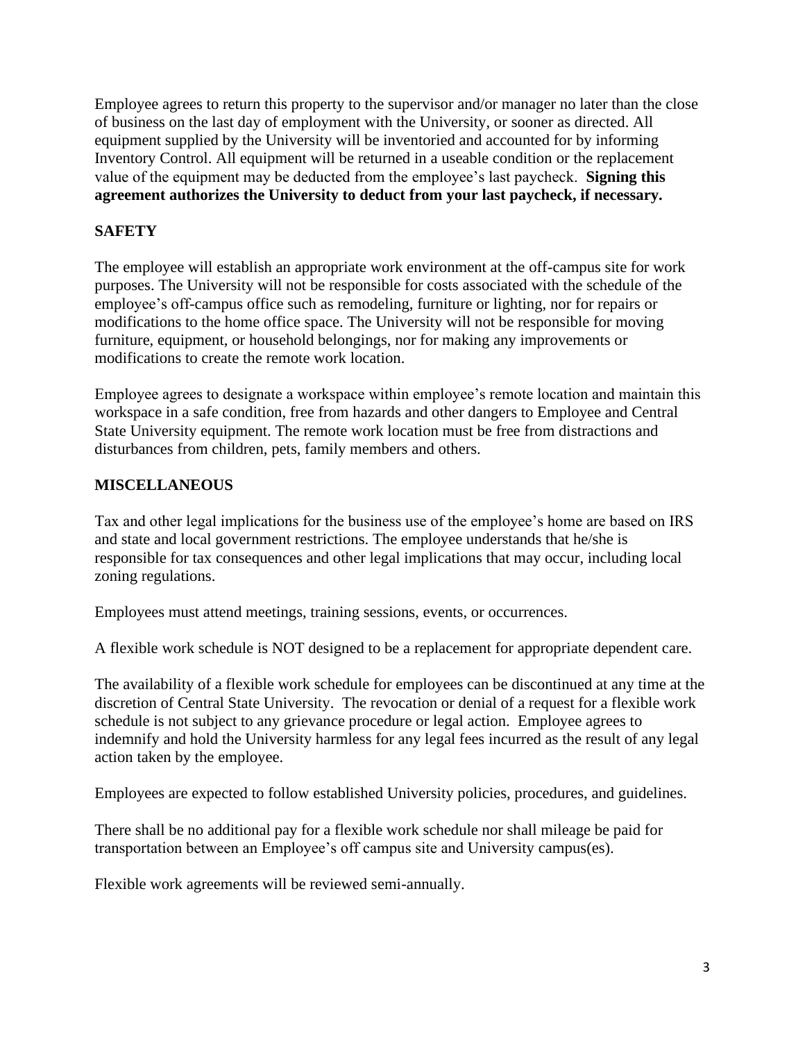Employee agrees to return this property to the supervisor and/or manager no later than the close of business on the last day of employment with the University, or sooner as directed. All equipment supplied by the University will be inventoried and accounted for by informing Inventory Control. All equipment will be returned in a useable condition or the replacement value of the equipment may be deducted from the employee's last paycheck. **Signing this agreement authorizes the University to deduct from your last paycheck, if necessary.**

## SAFETY

The employee will establish an appropriate work environment at the off-campus site for work purposes. The University will not be responsible for costs associated with the schedule of the employee's off-campus office such as remodeling, furniture or lighting, nor for repairs or modifications to the home office space. The University will not be responsible for moving furniture, equipment, or household belongings, nor for making any improvements or modifications to create the remote work location.

Employee agrees to designate a workspace within employee's remote location and maintain this workspace in a safe condition, free from hazards and other dangers to Employee and Central State University equipment. The remote work location must be free from distractions and disturbances from children, pets, family members and others.

## MISCELLANEOUS

Tax and other legal implications for the business use of the employee's home are based on IRS and state and local government restrictions. The employee understands that he/she is responsible for tax consequences and other legal implications that may occur, including local zoning regulations.

Employees must attend meetings, training sessions, events, or occurrences.

A flexible work schedule is NOT designed to be a replacement for appropriate dependent care.

The availability of a flexible work schedule for employees can be discontinued at any time at the discretion of Central State University. The revocation or denial of a request for a flexible work schedule is not subject to any grievance procedure or legal action. Employee agrees to indemnify and hold the University harmless for any legal fees incurred as the result of any legal action taken by the employee.

Employees are expected to follow established University policies, procedures, and guidelines.

There shall be no additional pay for a flexible work schedule nor shall mileage be paid for transportation between an Employee's off campus site and University campus(es).

Flexible work agreements will be reviewed semi-annually.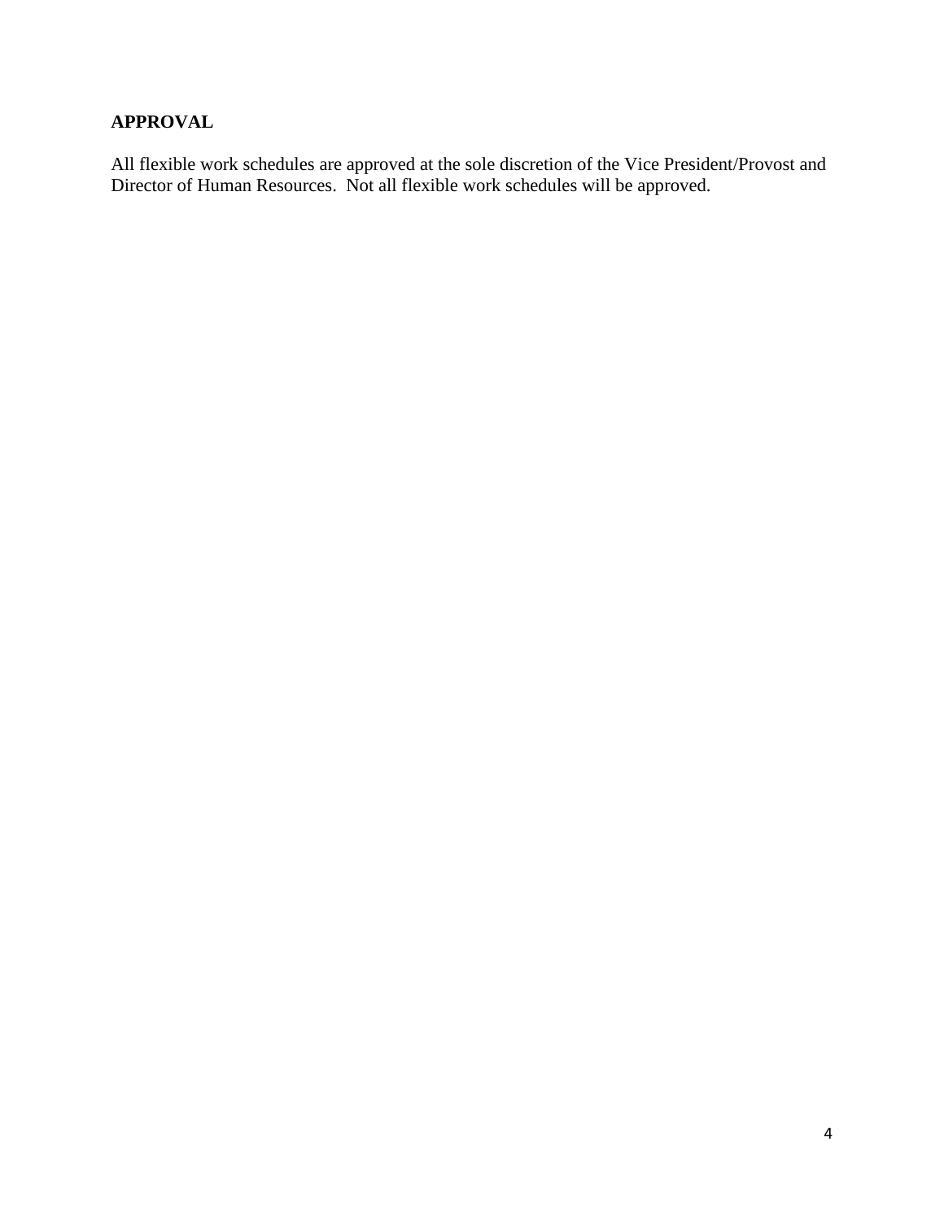**APPROVAL**

All flexible work schedules are approved at the sole discretion of the Vice President/Provost and Director of Human Resources. Not all flexible work schedules will be approved.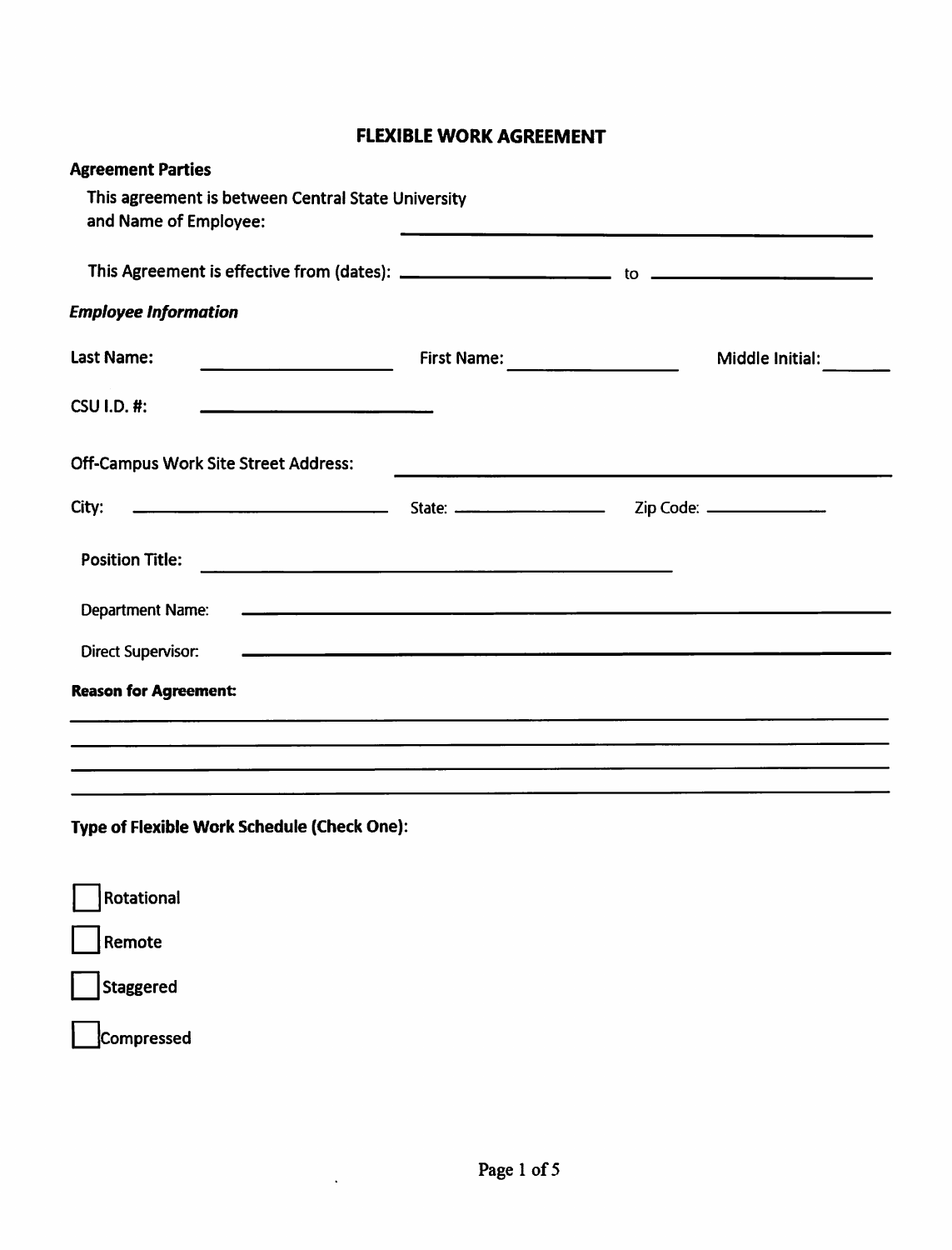# FLEXIBLE WORK AGREEMENT

**Agreement Parties**

This agreement is between Central State University and Name of Employee: ______________________________

This Agreement is effective from (dates): ____________________ to ____________________

***Employee Information***

**Last Name:** ____________________ **First Name:** ____________________ **Middle Initial:** ______

**CSU I.D. #:** ____________________

**Off-Campus Work Site Street Address:** ______________________________

**City:** ____________________ **State:** ____________________ **Zip Code:** ____________________

**Position Title:** ______________________________

**Department Name:** ______________________________

**Direct Supervisor:** ______________________________

**Reason for Agreement:**

______________________________________________________________________

______________________________________________________________________

______________________________________________________________________

______________________________________________________________________

**Type of Flexible Work Schedule (Check One):**

- [ ] Rotational
- [ ] Remote
- [ ] Staggered
- [ ] Compressed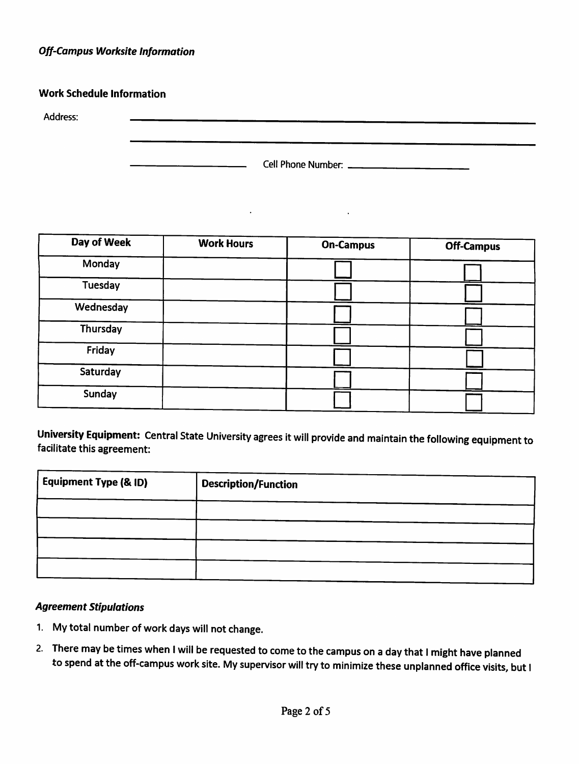*Off-Campus Worksite Information*

**Work Schedule Information**

Address: ______________________________________________

______________________________________________

____________________ Cell Phone Number: ____________________

| Day of Week | Work Hours | On-Campus | Off-Campus |
|---|---|---|---|
| Monday | | ☐ | ☐ |
| Tuesday | | ☐ | ☐ |
| Wednesday | | ☐ | ☐ |
| Thursday | | ☐ | ☐ |
| Friday | | ☐ | ☐ |
| Saturday | | ☐ | ☐ |
| Sunday | | ☐ | ☐ |

**University Equipment:** Central State University agrees it will provide and maintain the following equipment to facilitate this agreement:

| Equipment Type (& ID) | Description/Function |
|---|---|
| | |
| | |
| | |
| | |

***Agreement Stipulations***

1. My total number of work days will not change.
2. There may be times when I will be requested to come to the campus on a day that I might have planned to spend at the off-campus work site. My supervisor will try to minimize these unplanned office visits, but I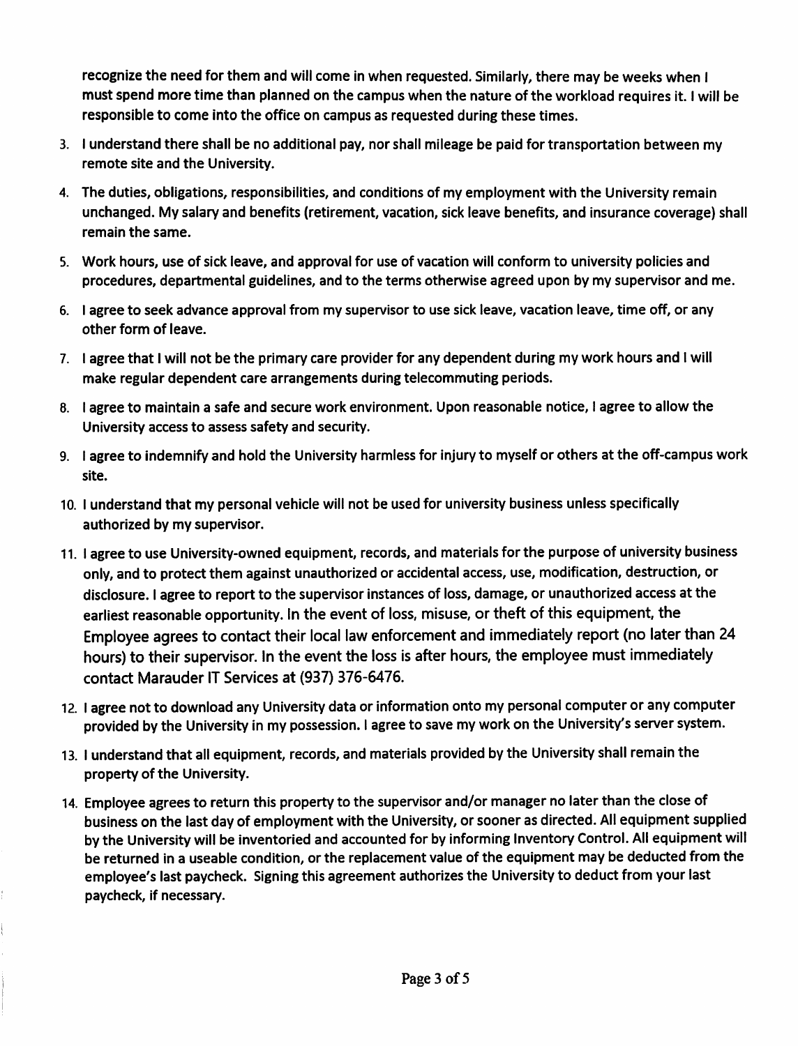recognize the need for them and will come in when requested. Similarly, there may be weeks when I must spend more time than planned on the campus when the nature of the workload requires it. I will be responsible to come into the office on campus as requested during these times.

3. I understand there shall be no additional pay, nor shall mileage be paid for transportation between my remote site and the University.
4. The duties, obligations, responsibilities, and conditions of my employment with the University remain unchanged. My salary and benefits (retirement, vacation, sick leave benefits, and insurance coverage) shall remain the same.
5. Work hours, use of sick leave, and approval for use of vacation will conform to university policies and procedures, departmental guidelines, and to the terms otherwise agreed upon by my supervisor and me.
6. I agree to seek advance approval from my supervisor to use sick leave, vacation leave, time off, or any other form of leave.
7. I agree that I will not be the primary care provider for any dependent during my work hours and I will make regular dependent care arrangements during telecommuting periods.
8. I agree to maintain a safe and secure work environment. Upon reasonable notice, I agree to allow the University access to assess safety and security.
9. I agree to indemnify and hold the University harmless for injury to myself or others at the off-campus work site.
10. I understand that my personal vehicle will not be used for university business unless specifically authorized by my supervisor.
11. I agree to use University-owned equipment, records, and materials for the purpose of university business only, and to protect them against unauthorized or accidental access, use, modification, destruction, or disclosure. I agree to report to the supervisor instances of loss, damage, or unauthorized access at the earliest reasonable opportunity. In the event of loss, misuse, or theft of this equipment, the Employee agrees to contact their local law enforcement and immediately report (no later than 24 hours) to their supervisor. In the event the loss is after hours, the employee must immediately contact Marauder IT Services at (937) 376-6476.
12. I agree not to download any University data or information onto my personal computer or any computer provided by the University in my possession. I agree to save my work on the University's server system.
13. I understand that all equipment, records, and materials provided by the University shall remain the property of the University.
14. Employee agrees to return this property to the supervisor and/or manager no later than the close of business on the last day of employment with the University, or sooner as directed. All equipment supplied by the University will be inventoried and accounted for by informing Inventory Control. All equipment will be returned in a useable condition, or the replacement value of the equipment may be deducted from the employee's last paycheck. Signing this agreement authorizes the University to deduct from your last paycheck, if necessary.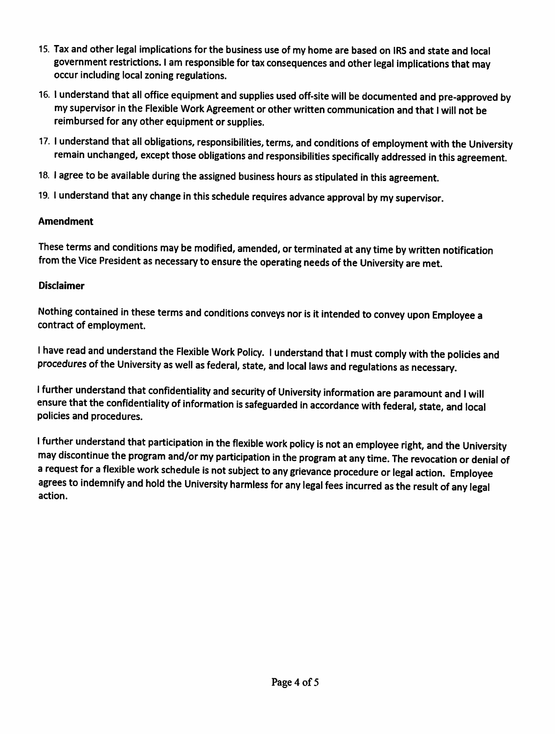15. Tax and other legal implications for the business use of my home are based on IRS and state and local government restrictions. I am responsible for tax consequences and other legal implications that may occur including local zoning regulations.
16. I understand that all office equipment and supplies used off-site will be documented and pre-approved by my supervisor in the Flexible Work Agreement or other written communication and that I will not be reimbursed for any other equipment or supplies.
17. I understand that all obligations, responsibilities, terms, and conditions of employment with the University remain unchanged, except those obligations and responsibilities specifically addressed in this agreement.
18. I agree to be available during the assigned business hours as stipulated in this agreement.
19. I understand that any change in this schedule requires advance approval by my supervisor.

**Amendment**

These terms and conditions may be modified, amended, or terminated at any time by written notification from the Vice President as necessary to ensure the operating needs of the University are met.

**Disclaimer**

Nothing contained in these terms and conditions conveys nor is it intended to convey upon Employee a contract of employment.

I have read and understand the Flexible Work Policy. I understand that I must comply with the policies and procedures of the University as well as federal, state, and local laws and regulations as necessary.

I further understand that confidentiality and security of University information are paramount and I will ensure that the confidentiality of information is safeguarded in accordance with federal, state, and local policies and procedures.

I further understand that participation in the flexible work policy is not an employee right, and the University may discontinue the program and/or my participation in the program at any time. The revocation or denial of a request for a flexible work schedule is not subject to any grievance procedure or legal action. Employee agrees to indemnify and hold the University harmless for any legal fees incurred as the result of any legal action.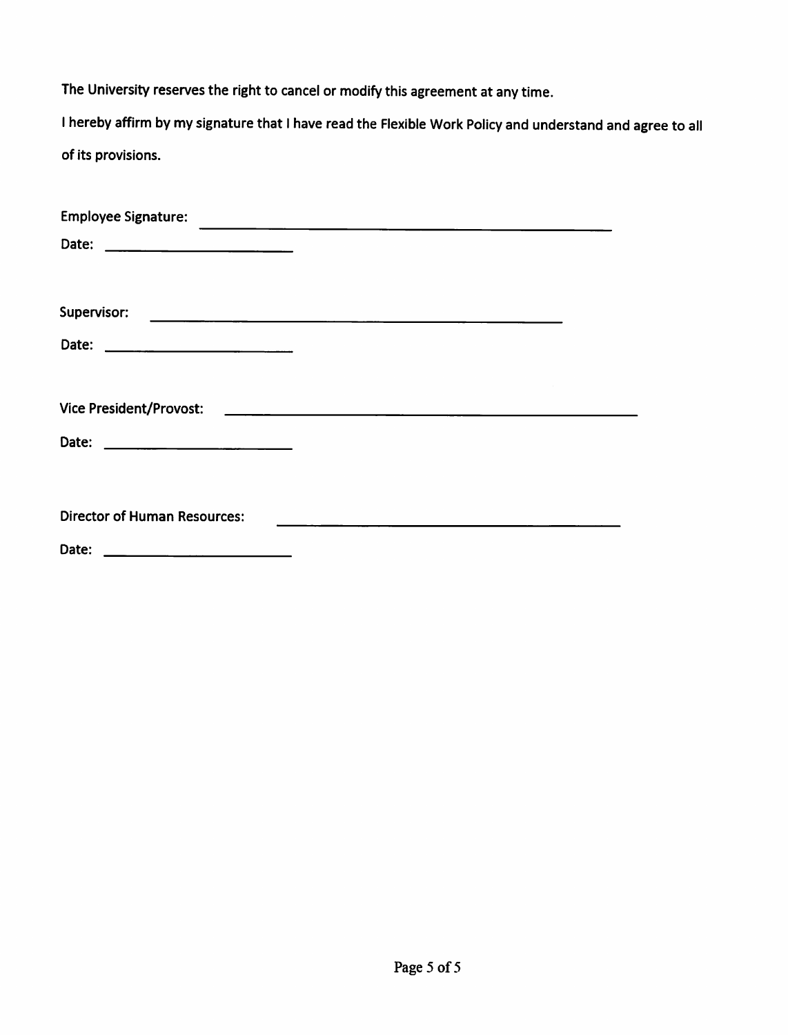The University reserves the right to cancel or modify this agreement at any time.

I hereby affirm by my signature that I have read the Flexible Work Policy and understand and agree to all of its provisions.

Employee Signature: ______________________________________________

Date: ____________________

Supervisor: ______________________________________________

Date: ____________________

Vice President/Provost: ______________________________________________

Date: ____________________

Director of Human Resources: ______________________________________

Date: ____________________